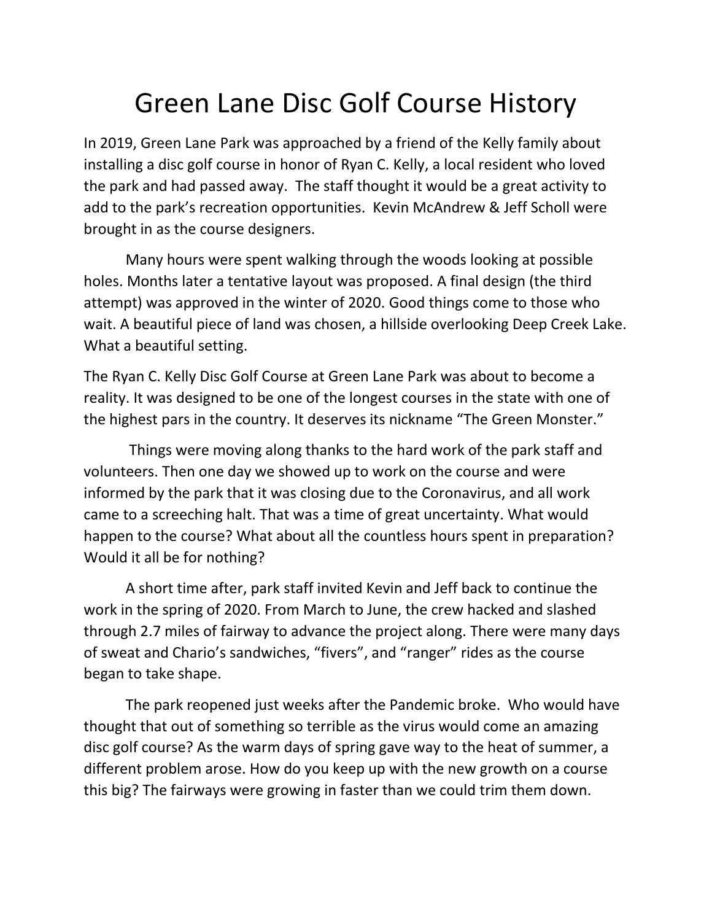# Green Lane Disc Golf Course History

In 2019, Green Lane Park was approached by a friend of the Kelly family about installing a disc golf course in honor of Ryan C. Kelly, a local resident who loved the park and had passed away. The staff thought it would be a great activity to add to the park's recreation opportunities. Kevin McAndrew & Jeff Scholl were brought in as the course designers.

Many hours were spent walking through the woods looking at possible holes. Months later a tentative layout was proposed. A final design (the third attempt) was approved in the winter of 2020. Good things come to those who wait. A beautiful piece of land was chosen, a hillside overlooking Deep Creek Lake. What a beautiful setting.

The Ryan C. Kelly Disc Golf Course at Green Lane Park was about to become a reality. It was designed to be one of the longest courses in the state with one of the highest pars in the country. It deserves its nickname "The Green Monster."

Things were moving along thanks to the hard work of the park staff and volunteers. Then one day we showed up to work on the course and were informed by the park that it was closing due to the Coronavirus, and all work came to a screeching halt. That was a time of great uncertainty. What would happen to the course? What about all the countless hours spent in preparation? Would it all be for nothing?

A short time after, park staff invited Kevin and Jeff back to continue the work in the spring of 2020. From March to June, the crew hacked and slashed through 2.7 miles of fairway to advance the project along. There were many days of sweat and Chario's sandwiches, "fivers", and "ranger" rides as the course began to take shape.

The park reopened just weeks after the Pandemic broke. Who would have thought that out of something so terrible as the virus would come an amazing disc golf course? As the warm days of spring gave way to the heat of summer, a different problem arose. How do you keep up with the new growth on a course this big? The fairways were growing in faster than we could trim them down.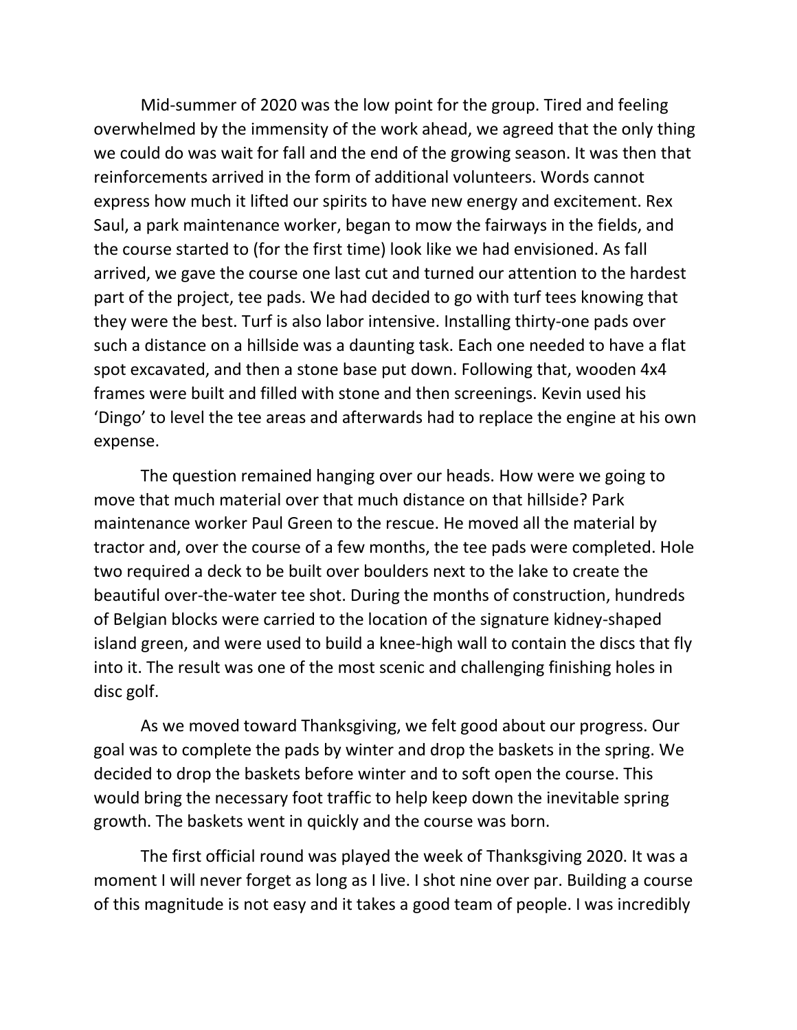Mid-summer of 2020 was the low point for the group. Tired and feeling overwhelmed by the immensity of the work ahead, we agreed that the only thing we could do was wait for fall and the end of the growing season. It was then that reinforcements arrived in the form of additional volunteers. Words cannot express how much it lifted our spirits to have new energy and excitement. Rex Saul, a park maintenance worker, began to mow the fairways in the fields, and the course started to (for the first time) look like we had envisioned. As fall arrived, we gave the course one last cut and turned our attention to the hardest part of the project, tee pads. We had decided to go with turf tees knowing that they were the best. Turf is also labor intensive. Installing thirty-one pads over such a distance on a hillside was a daunting task. Each one needed to have a flat spot excavated, and then a stone base put down. Following that, wooden 4x4 frames were built and filled with stone and then screenings. Kevin used his 'Dingo' to level the tee areas and afterwards had to replace the engine at his own expense.

The question remained hanging over our heads. How were we going to move that much material over that much distance on that hillside? Park maintenance worker Paul Green to the rescue. He moved all the material by tractor and, over the course of a few months, the tee pads were completed. Hole two required a deck to be built over boulders next to the lake to create the beautiful over-the-water tee shot. During the months of construction, hundreds of Belgian blocks were carried to the location of the signature kidney-shaped island green, and were used to build a knee-high wall to contain the discs that fly into it. The result was one of the most scenic and challenging finishing holes in disc golf.

As we moved toward Thanksgiving, we felt good about our progress. Our goal was to complete the pads by winter and drop the baskets in the spring. We decided to drop the baskets before winter and to soft open the course. This would bring the necessary foot traffic to help keep down the inevitable spring growth. The baskets went in quickly and the course was born.

The first official round was played the week of Thanksgiving 2020. It was a moment I will never forget as long as I live. I shot nine over par. Building a course of this magnitude is not easy and it takes a good team of people. I was incredibly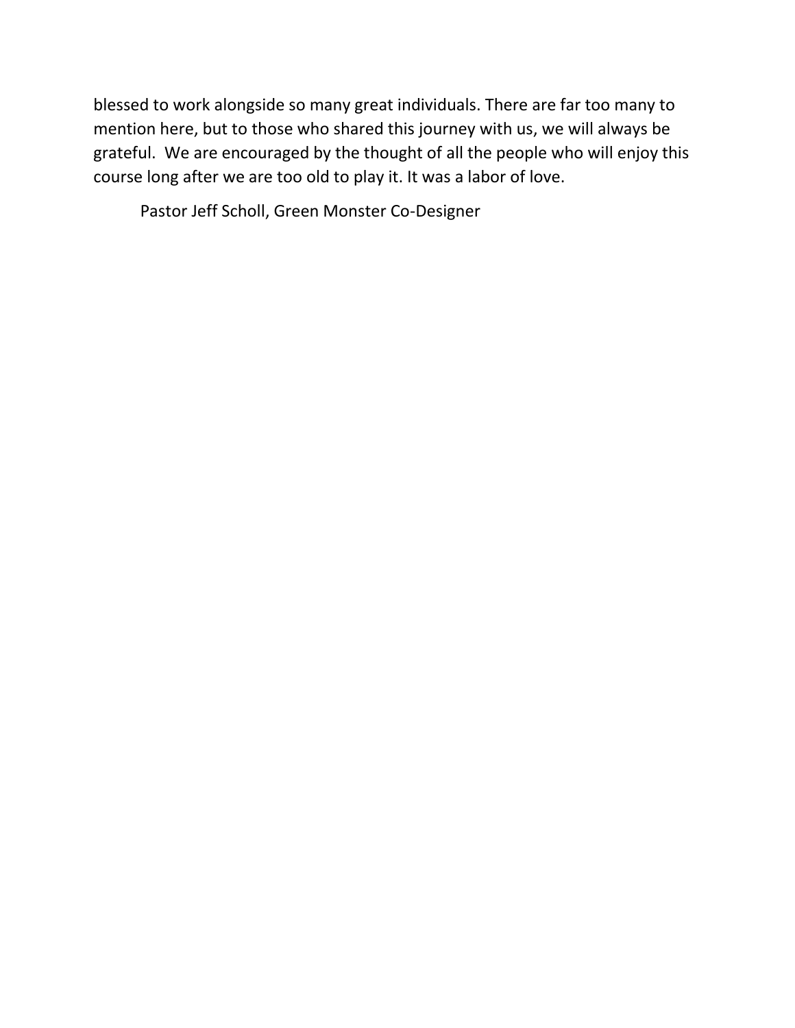blessed to work alongside so many great individuals. There are far too many to mention here, but to those who shared this journey with us, we will always be grateful. We are encouraged by the thought of all the people who will enjoy this course long after we are too old to play it. It was a labor of love.

Pastor Jeff Scholl, Green Monster Co-Designer